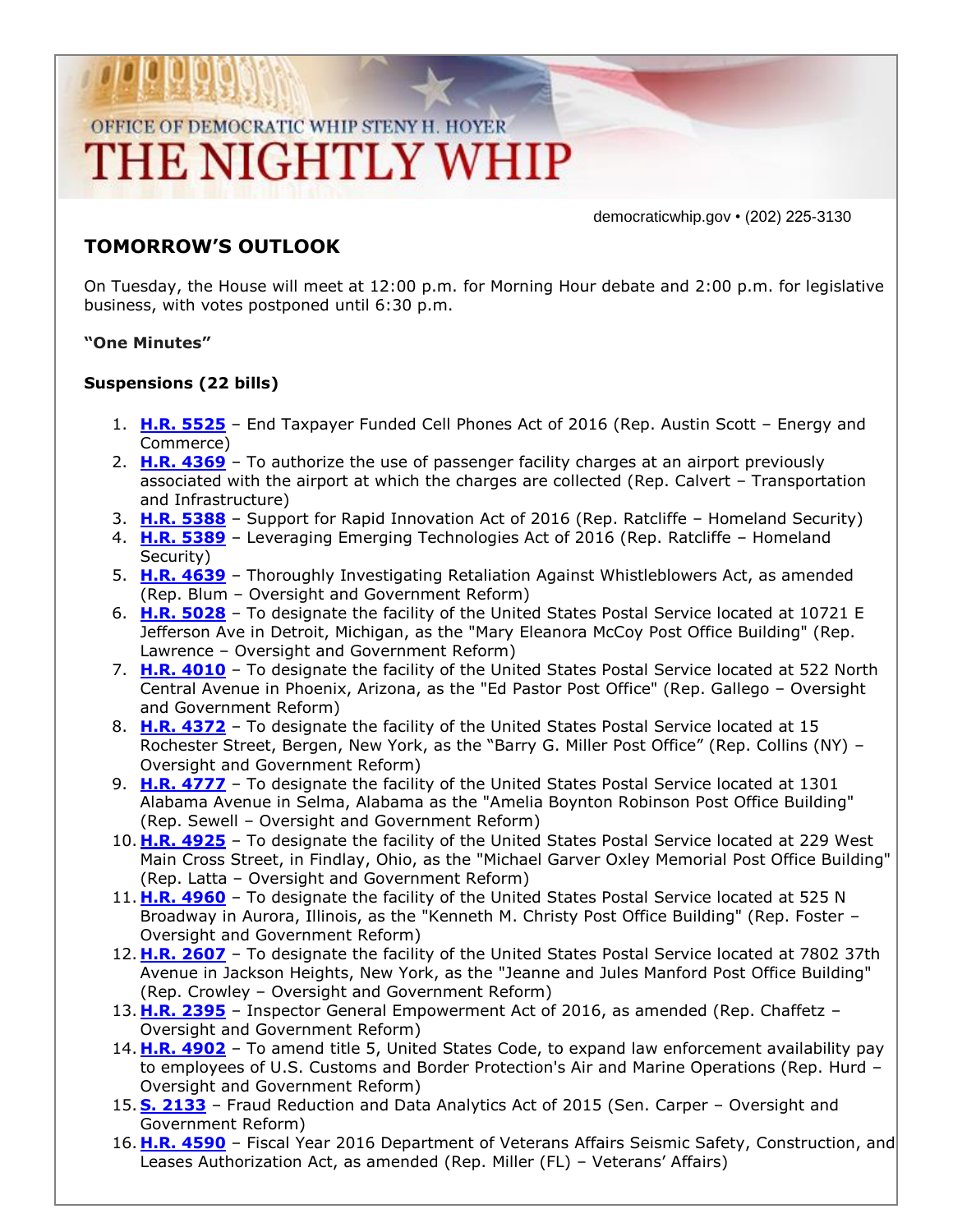OFFICE OF DEMOCRATIC WHIP STENY H. HOYER

# THE NIGHTLY WHIP

democraticwhip.gov • (202) 225-3130

## TOMORROW'S OUTLOOK

On Tuesday, the House will meet at 12:00 p.m. for Morning Hour debate and 2:00 p.m. for legislative business, with votes postponed until 6:30 p.m.

**"One Minutes"**

**Suspensions (22 bills)**

1. **H.R. 5525** – End Taxpayer Funded Cell Phones Act of 2016 (Rep. Austin Scott – Energy and Commerce)
2. **H.R. 4369** – To authorize the use of passenger facility charges at an airport previously associated with the airport at which the charges are collected (Rep. Calvert – Transportation and Infrastructure)
3. **H.R. 5388** – Support for Rapid Innovation Act of 2016 (Rep. Ratcliffe – Homeland Security)
4. **H.R. 5389** – Leveraging Emerging Technologies Act of 2016 (Rep. Ratcliffe – Homeland Security)
5. **H.R. 4639** – Thoroughly Investigating Retaliation Against Whistleblowers Act, as amended (Rep. Blum – Oversight and Government Reform)
6. **H.R. 5028** – To designate the facility of the United States Postal Service located at 10721 E Jefferson Ave in Detroit, Michigan, as the "Mary Eleanora McCoy Post Office Building" (Rep. Lawrence – Oversight and Government Reform)
7. **H.R. 4010** – To designate the facility of the United States Postal Service located at 522 North Central Avenue in Phoenix, Arizona, as the "Ed Pastor Post Office" (Rep. Gallego – Oversight and Government Reform)
8. **H.R. 4372** – To designate the facility of the United States Postal Service located at 15 Rochester Street, Bergen, New York, as the "Barry G. Miller Post Office" (Rep. Collins (NY) – Oversight and Government Reform)
9. **H.R. 4777** – To designate the facility of the United States Postal Service located at 1301 Alabama Avenue in Selma, Alabama as the "Amelia Boynton Robinson Post Office Building" (Rep. Sewell – Oversight and Government Reform)
10. **H.R. 4925** – To designate the facility of the United States Postal Service located at 229 West Main Cross Street, in Findlay, Ohio, as the "Michael Garver Oxley Memorial Post Office Building" (Rep. Latta – Oversight and Government Reform)
11. **H.R. 4960** – To designate the facility of the United States Postal Service located at 525 N Broadway in Aurora, Illinois, as the "Kenneth M. Christy Post Office Building" (Rep. Foster – Oversight and Government Reform)
12. **H.R. 2607** – To designate the facility of the United States Postal Service located at 7802 37th Avenue in Jackson Heights, New York, as the "Jeanne and Jules Manford Post Office Building" (Rep. Crowley – Oversight and Government Reform)
13. **H.R. 2395** – Inspector General Empowerment Act of 2016, as amended (Rep. Chaffetz – Oversight and Government Reform)
14. **H.R. 4902** – To amend title 5, United States Code, to expand law enforcement availability pay to employees of U.S. Customs and Border Protection's Air and Marine Operations (Rep. Hurd – Oversight and Government Reform)
15. **S. 2133** – Fraud Reduction and Data Analytics Act of 2015 (Sen. Carper – Oversight and Government Reform)
16. **H.R. 4590** – Fiscal Year 2016 Department of Veterans Affairs Seismic Safety, Construction, and Leases Authorization Act, as amended (Rep. Miller (FL) – Veterans' Affairs)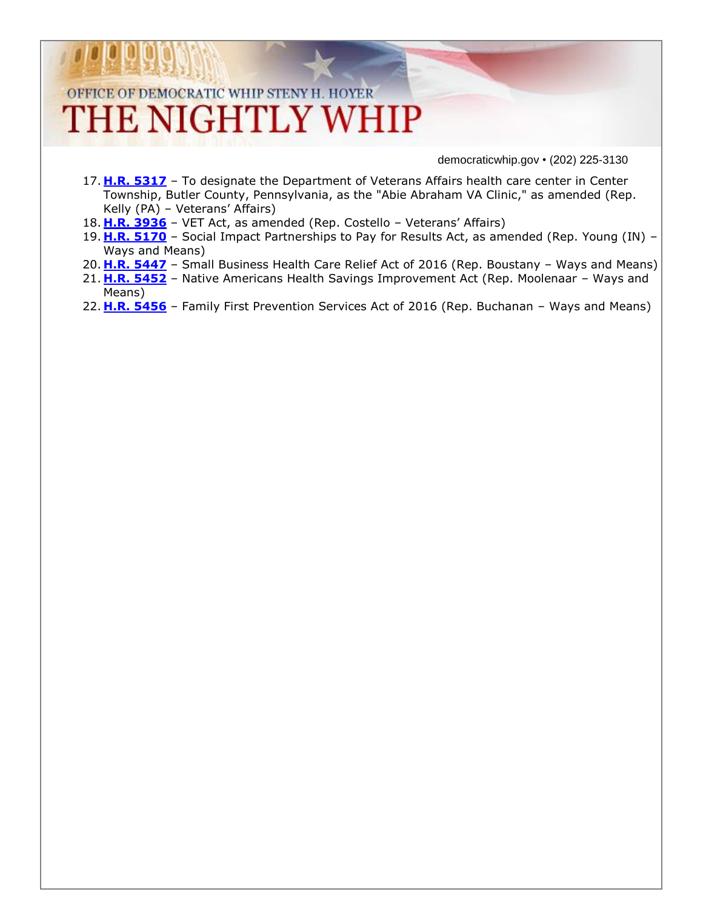17. **H.R. 5317** – To designate the Department of Veterans Affairs health care center in Center Township, Butler County, Pennsylvania, as the "Abie Abraham VA Clinic," as amended (Rep. Kelly (PA) – Veterans' Affairs)
18. **H.R. 3936** – VET Act, as amended (Rep. Costello – Veterans' Affairs)
19. **H.R. 5170** – Social Impact Partnerships to Pay for Results Act, as amended (Rep. Young (IN) – Ways and Means)
20. **H.R. 5447** – Small Business Health Care Relief Act of 2016 (Rep. Boustany – Ways and Means)
21. **H.R. 5452** – Native Americans Health Savings Improvement Act (Rep. Moolenaar – Ways and Means)
22. **H.R. 5456** – Family First Prevention Services Act of 2016 (Rep. Buchanan – Ways and Means)